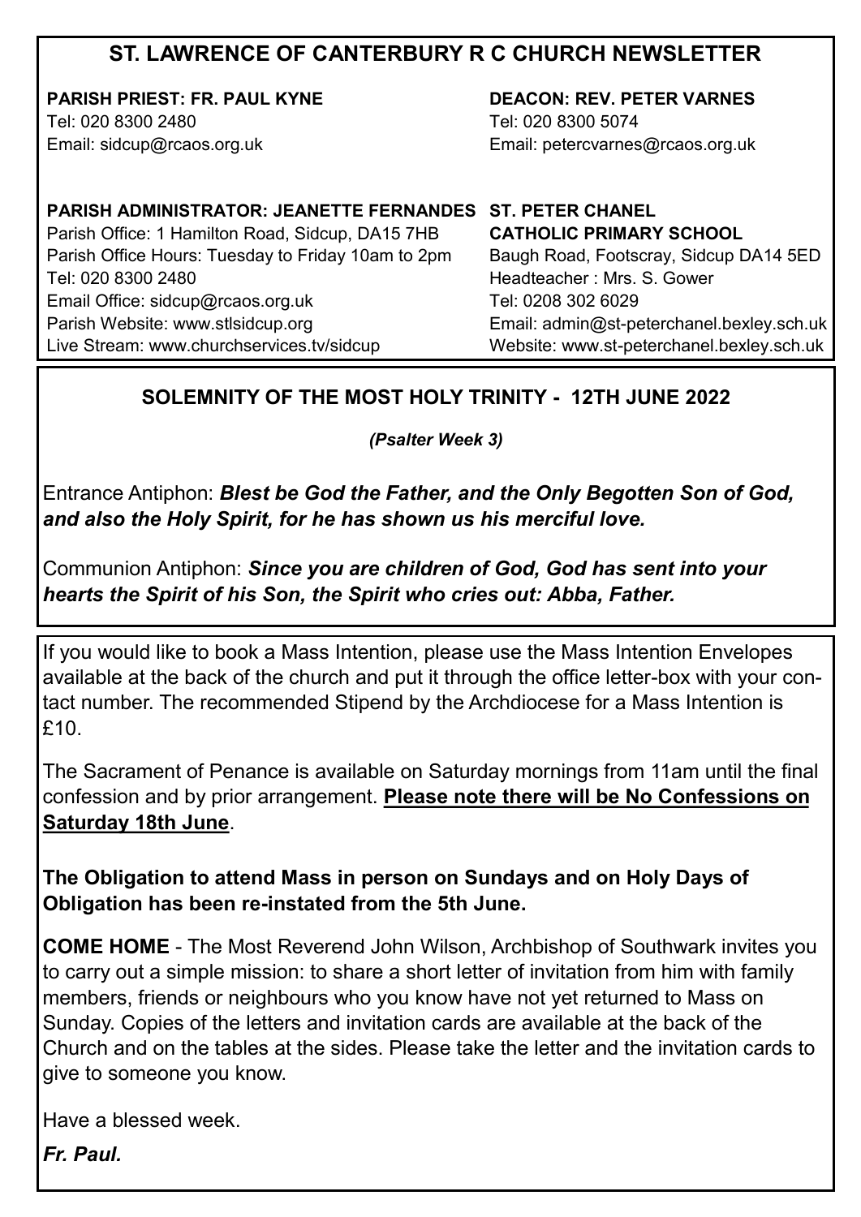# ST. LAWRENCE OF CANTERBURY R C CHURCH NEWSLETTER

**PARISH PRIEST: FR. PAUL KYNE**
Tel: 020 8300 2480
Email: sidcup@rcaos.org.uk

**DEACON: REV. PETER VARNES**
Tel: 020 8300 5074
Email: petercvarnes@rcaos.org.uk

**PARISH ADMINISTRATOR: JEANETTE FERNANDES**
Parish Office: 1 Hamilton Road, Sidcup, DA15 7HB
Parish Office Hours: Tuesday to Friday 10am to 2pm
Tel: 020 8300 2480
Email Office: sidcup@rcaos.org.uk
Parish Website: www.stlsidcup.org
Live Stream: www.churchservices.tv/sidcup

**ST. PETER CHANEL CATHOLIC PRIMARY SCHOOL**
Baugh Road, Footscray, Sidcup DA14 5ED
Headteacher : Mrs. S. Gower
Tel: 0208 302 6029
Email: admin@st-peterchanel.bexley.sch.uk
Website: www.st-peterchanel.bexley.sch.uk

## SOLEMNITY OF THE MOST HOLY TRINITY - 12TH JUNE 2022

***(Psalter Week 3)***

Entrance Antiphon: ***Blest be God the Father, and the Only Begotten Son of God, and also the Holy Spirit, for he has shown us his merciful love.***

Communion Antiphon: ***Since you are children of God, God has sent into your hearts the Spirit of his Son, the Spirit who cries out: Abba, Father.***

If you would like to book a Mass Intention, please use the Mass Intention Envelopes available at the back of the church and put it through the office letter-box with your contact number. The recommended Stipend by the Archdiocese for a Mass Intention is £10.

The Sacrament of Penance is available on Saturday mornings from 11am until the final confession and by prior arrangement. **Please note there will be No Confessions on Saturday 18th June**.

**The Obligation to attend Mass in person on Sundays and on Holy Days of Obligation has been re-instated from the 5th June.**

**COME HOME** - The Most Reverend John Wilson, Archbishop of Southwark invites you to carry out a simple mission: to share a short letter of invitation from him with family members, friends or neighbours who you know have not yet returned to Mass on Sunday. Copies of the letters and invitation cards are available at the back of the Church and on the tables at the sides. Please take the letter and the invitation cards to give to someone you know.

Have a blessed week.

***Fr. Paul.***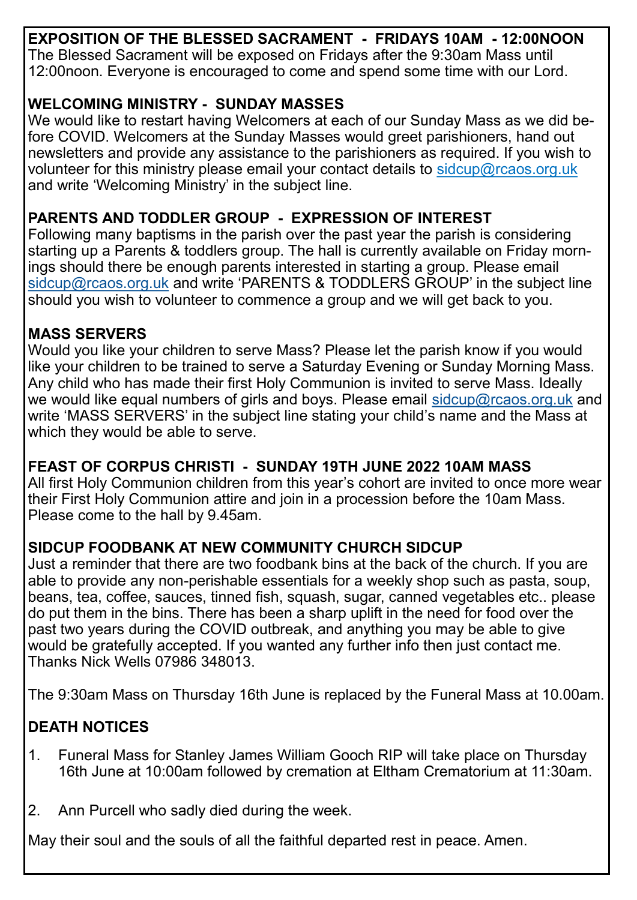**EXPOSITION OF THE BLESSED SACRAMENT - FRIDAYS 10AM - 12:00NOON**
The Blessed Sacrament will be exposed on Fridays after the 9:30am Mass until 12:00noon. Everyone is encouraged to come and spend some time with our Lord.

**WELCOMING MINISTRY - SUNDAY MASSES**
We would like to restart having Welcomers at each of our Sunday Mass as we did before COVID. Welcomers at the Sunday Masses would greet parishioners, hand out newsletters and provide any assistance to the parishioners as required. If you wish to volunteer for this ministry please email your contact details to sidcup@rcaos.org.uk and write 'Welcoming Ministry' in the subject line.

**PARENTS AND TODDLER GROUP - EXPRESSION OF INTEREST**
Following many baptisms in the parish over the past year the parish is considering starting up a Parents & toddlers group. The hall is currently available on Friday mornings should there be enough parents interested in starting a group. Please email sidcup@rcaos.org.uk and write 'PARENTS & TODDLERS GROUP' in the subject line should you wish to volunteer to commence a group and we will get back to you.

**MASS SERVERS**
Would you like your children to serve Mass? Please let the parish know if you would like your children to be trained to serve a Saturday Evening or Sunday Morning Mass. Any child who has made their first Holy Communion is invited to serve Mass. Ideally we would like equal numbers of girls and boys. Please email sidcup@rcaos.org.uk and write 'MASS SERVERS' in the subject line stating your child's name and the Mass at which they would be able to serve.

**FEAST OF CORPUS CHRISTI - SUNDAY 19TH JUNE 2022 10AM MASS**
All first Holy Communion children from this year's cohort are invited to once more wear their First Holy Communion attire and join in a procession before the 10am Mass. Please come to the hall by 9.45am.

**SIDCUP FOODBANK AT NEW COMMUNITY CHURCH SIDCUP**
Just a reminder that there are two foodbank bins at the back of the church. If you are able to provide any non-perishable essentials for a weekly shop such as pasta, soup, beans, tea, coffee, sauces, tinned fish, squash, sugar, canned vegetables etc.. please do put them in the bins. There has been a sharp uplift in the need for food over the past two years during the COVID outbreak, and anything you may be able to give would be gratefully accepted. If you wanted any further info then just contact me. Thanks Nick Wells 07986 348013.

The 9:30am Mass on Thursday 16th June is replaced by the Funeral Mass at 10.00am.

**DEATH NOTICES**

1. Funeral Mass for Stanley James William Gooch RIP will take place on Thursday 16th June at 10:00am followed by cremation at Eltham Crematorium at 11:30am.

2. Ann Purcell who sadly died during the week.

May their soul and the souls of all the faithful departed rest in peace. Amen.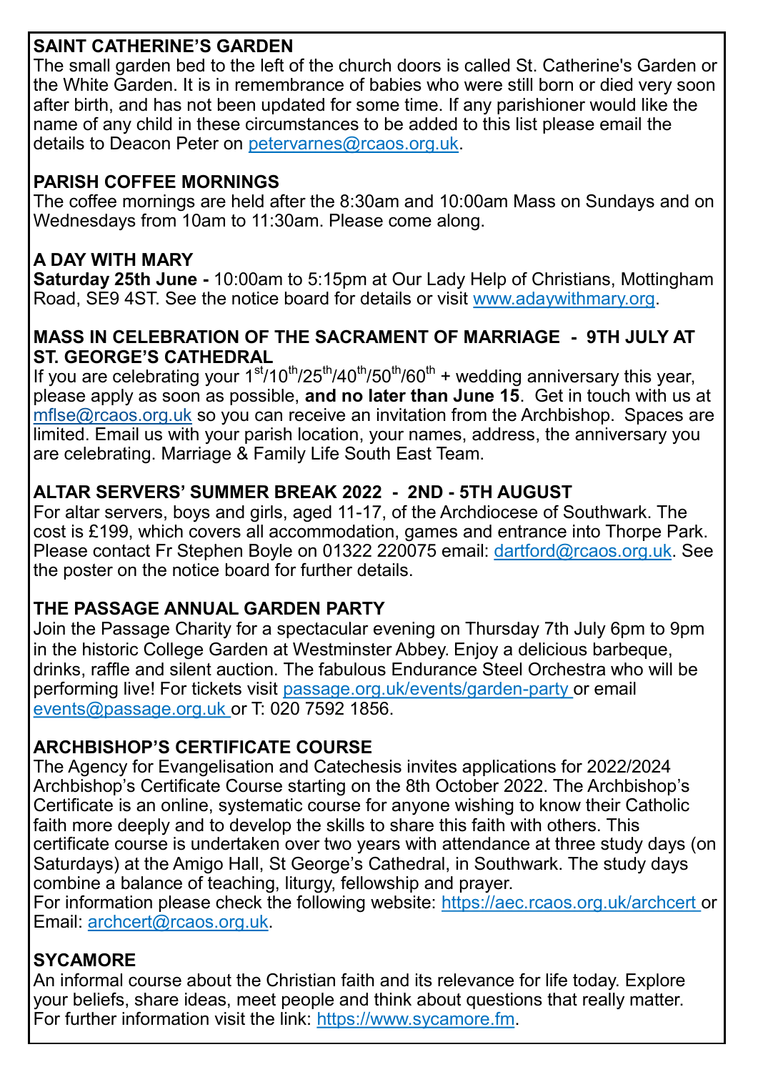## SAINT CATHERINE'S GARDEN

The small garden bed to the left of the church doors is called St. Catherine's Garden or the White Garden. It is in remembrance of babies who were still born or died very soon after birth, and has not been updated for some time. If any parishioner would like the name of any child in these circumstances to be added to this list please email the details to Deacon Peter on petervarnes@rcaos.org.uk.

## PARISH COFFEE MORNINGS

The coffee mornings are held after the 8:30am and 10:00am Mass on Sundays and on Wednesdays from 10am to 11:30am. Please come along.

## A DAY WITH MARY

**Saturday 25th June -** 10:00am to 5:15pm at Our Lady Help of Christians, Mottingham Road, SE9 4ST. See the notice board for details or visit www.adaywithmary.org.

## MASS IN CELEBRATION OF THE SACRAMENT OF MARRIAGE - 9TH JULY AT ST. GEORGE'S CATHEDRAL

If you are celebrating your 1st/10th/25th/40th/50th/60th + wedding anniversary this year, please apply as soon as possible, **and no later than June 15**. Get in touch with us at mflse@rcaos.org.uk so you can receive an invitation from the Archbishop. Spaces are limited. Email us with your parish location, your names, address, the anniversary you are celebrating. Marriage & Family Life South East Team.

## ALTAR SERVERS' SUMMER BREAK 2022 - 2ND - 5TH AUGUST

For altar servers, boys and girls, aged 11-17, of the Archdiocese of Southwark. The cost is £199, which covers all accommodation, games and entrance into Thorpe Park. Please contact Fr Stephen Boyle on 01322 220075 email: dartford@rcaos.org.uk. See the poster on the notice board for further details.

## THE PASSAGE ANNUAL GARDEN PARTY

Join the Passage Charity for a spectacular evening on Thursday 7th July 6pm to 9pm in the historic College Garden at Westminster Abbey. Enjoy a delicious barbeque, drinks, raffle and silent auction. The fabulous Endurance Steel Orchestra who will be performing live! For tickets visit passage.org.uk/events/garden-party or email events@passage.org.uk or T: 020 7592 1856.

## ARCHBISHOP'S CERTIFICATE COURSE

The Agency for Evangelisation and Catechesis invites applications for 2022/2024 Archbishop's Certificate Course starting on the 8th October 2022. The Archbishop's Certificate is an online, systematic course for anyone wishing to know their Catholic faith more deeply and to develop the skills to share this faith with others. This certificate course is undertaken over two years with attendance at three study days (on Saturdays) at the Amigo Hall, St George's Cathedral, in Southwark. The study days combine a balance of teaching, liturgy, fellowship and prayer.
For information please check the following website: https://aec.rcaos.org.uk/archcert or Email: archcert@rcaos.org.uk.

## SYCAMORE

An informal course about the Christian faith and its relevance for life today. Explore your beliefs, share ideas, meet people and think about questions that really matter. For further information visit the link: https://www.sycamore.fm.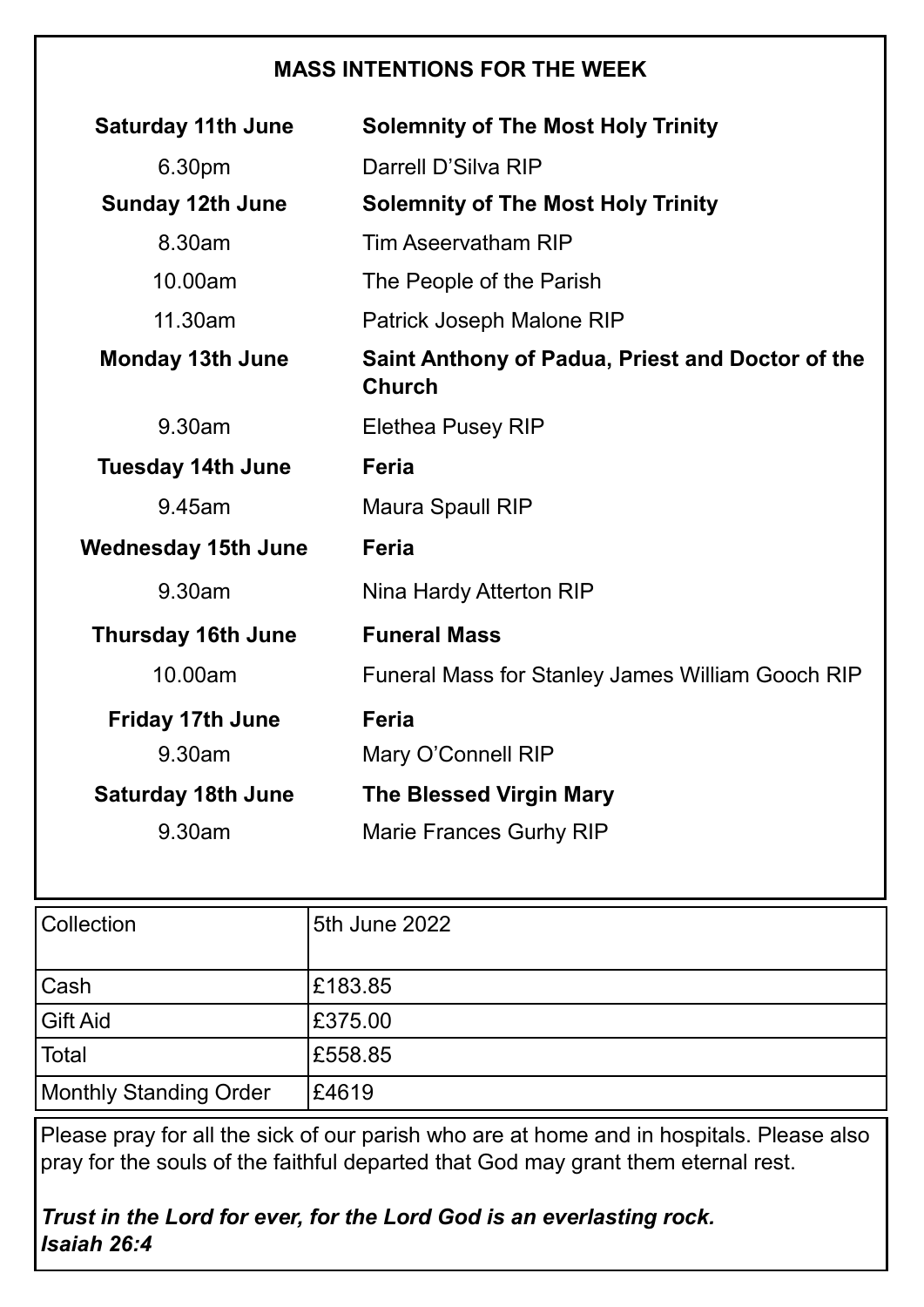## MASS INTENTIONS FOR THE WEEK

| | |
|---|---|
| **Saturday 11th June** | **Solemnity of The Most Holy Trinity** |
| 6.30pm | Darrell D'Silva RIP |
| **Sunday 12th June** | **Solemnity of The Most Holy Trinity** |
| 8.30am | Tim Aseervatham RIP |
| 10.00am | The People of the Parish |
| 11.30am | Patrick Joseph Malone RIP |
| **Monday 13th June** | **Saint Anthony of Padua, Priest and Doctor of the Church** |
| 9.30am | Elethea Pusey RIP |
| **Tuesday 14th June** | **Feria** |
| 9.45am | Maura Spaull RIP |
| **Wednesday 15th June** | **Feria** |
| 9.30am | Nina Hardy Atterton RIP |
| **Thursday 16th June** | **Funeral Mass** |
| 10.00am | Funeral Mass for Stanley James William Gooch RIP |
| **Friday 17th June** | **Feria** |
| 9.30am | Mary O'Connell RIP |
| **Saturday 18th June** | **The Blessed Virgin Mary** |
| 9.30am | Marie Frances Gurhy RIP |

| Collection | 5th June 2022 |
|---|---|
| Cash | £183.85 |
| Gift Aid | £375.00 |
| Total | £558.85 |
| Monthly Standing Order | £4619 |

Please pray for all the sick of our parish who are at home and in hospitals. Please also pray for the souls of the faithful departed that God may grant them eternal rest.

***Trust in the Lord for ever, for the Lord God is an everlasting rock.***
***Isaiah 26:4***